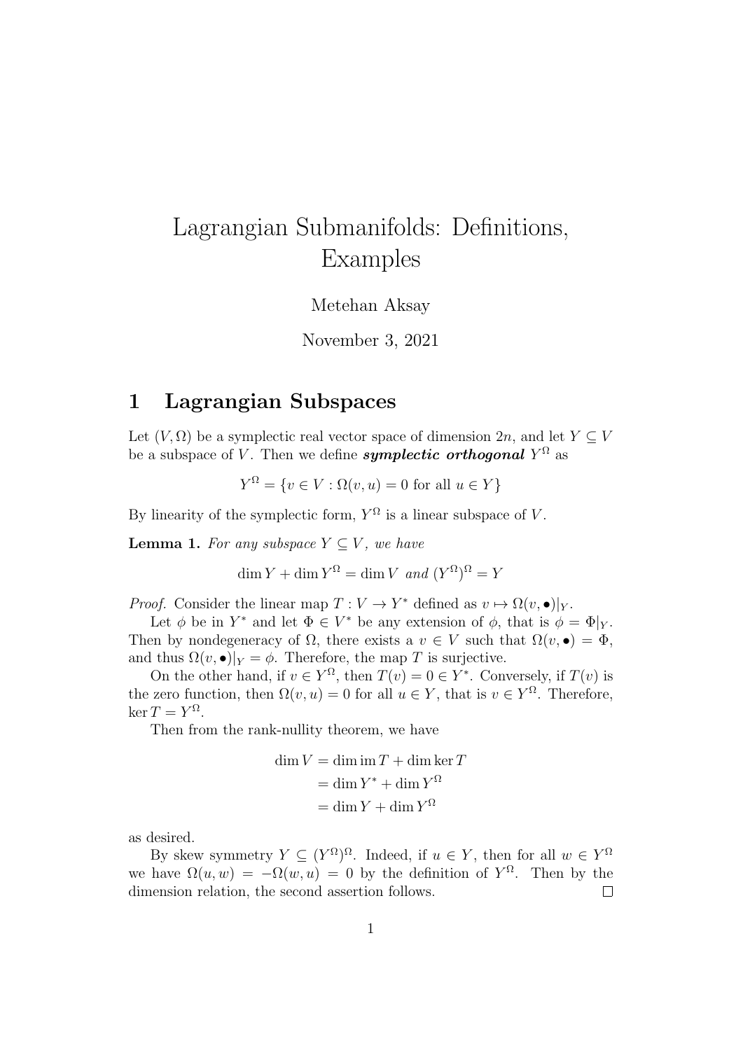# Lagrangian Submanifolds: Definitions, Examples

Metehan Aksay

November 3, 2021

## 1 Lagrangian Subspaces

Let $(V, \Omega)$ be a symplectic real vector space of dimension $2n$, and let $Y \subseteq V$ be a subspace of $V$. Then we define ***symplectic orthogonal*** $Y^\Omega$ as

$$Y^\Omega = \{v \in V : \Omega(v, u) = 0 \text{ for all } u \in Y\}$$

By linearity of the symplectic form, $Y^\Omega$ is a linear subspace of $V$.

**Lemma 1.** *For any subspace $Y \subseteq V$, we have*

$$\dim Y + \dim Y^\Omega = \dim V \text{ and } (Y^\Omega)^\Omega = Y$$

*Proof.* Consider the linear map $T : V \to Y^*$ defined as $v \mapsto \Omega(v, \bullet)|_Y$.

Let $\phi$ be in $Y^*$ and let $\Phi \in V^*$ be any extension of $\phi$, that is $\phi = \Phi|_Y$. Then by nondegeneracy of $\Omega$, there exists a $v \in V$ such that $\Omega(v, \bullet) = \Phi$, and thus $\Omega(v, \bullet)|_Y = \phi$. Therefore, the map $T$ is surjective.

On the other hand, if $v \in Y^\Omega$, then $T(v) = 0 \in Y^*$. Conversely, if $T(v)$ is the zero function, then $\Omega(v, u) = 0$ for all $u \in Y$, that is $v \in Y^\Omega$. Therefore, $\ker T = Y^\Omega$.

Then from the rank-nullity theorem, we have

$$\begin{aligned}
\dim V &= \dim \operatorname{im} T + \dim \ker T \\
&= \dim Y^* + \dim Y^\Omega \\
&= \dim Y + \dim Y^\Omega
\end{aligned}$$

as desired.

By skew symmetry $Y \subseteq (Y^\Omega)^\Omega$. Indeed, if $u \in Y$, then for all $w \in Y^\Omega$ we have $\Omega(u, w) = -\Omega(w, u) = 0$ by the definition of $Y^\Omega$. Then by the dimension relation, the second assertion follows. □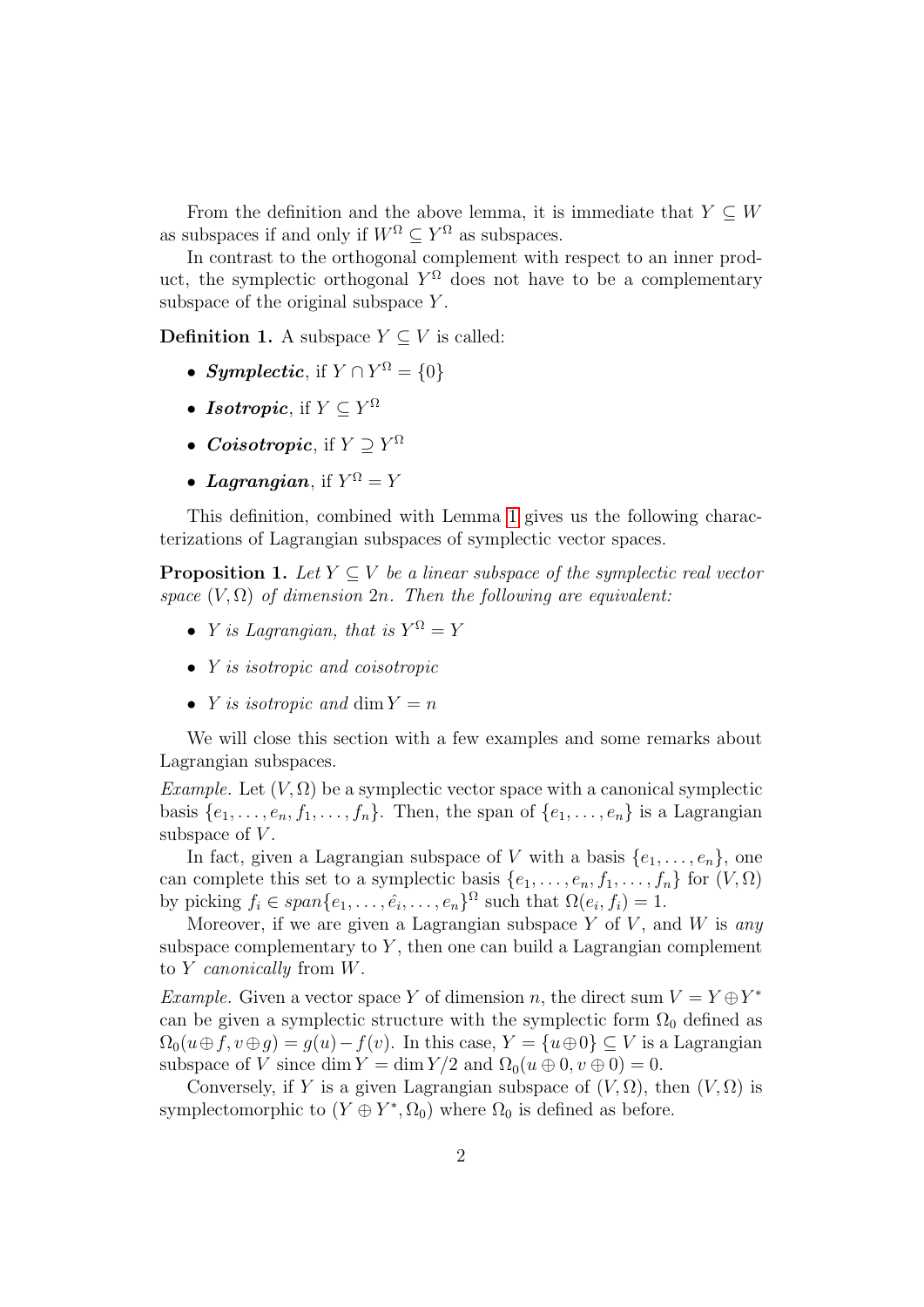From the definition and the above lemma, it is immediate that $Y \subseteq W$ as subspaces if and only if $W^\Omega \subseteq Y^\Omega$ as subspaces.

In contrast to the orthogonal complement with respect to an inner product, the symplectic orthogonal $Y^\Omega$ does not have to be a complementary subspace of the original subspace $Y$.

**Definition 1.** A subspace $Y \subseteq V$ is called:

- ***Symplectic***, if $Y \cap Y^\Omega = \{0\}$
- ***Isotropic***, if $Y \subseteq Y^\Omega$
- ***Coisotropic***, if $Y \supseteq Y^\Omega$
- ***Lagrangian***, if $Y^\Omega = Y$

This definition, combined with Lemma 1 gives us the following characterizations of Lagrangian subspaces of symplectic vector spaces.

**Proposition 1.** *Let $Y \subseteq V$ be a linear subspace of the symplectic real vector space $(V, \Omega)$ of dimension $2n$. Then the following are equivalent:*

- *$Y$ is Lagrangian, that is $Y^\Omega = Y$*
- *$Y$ is isotropic and coisotropic*
- *$Y$ is isotropic and $\dim Y = n$*

We will close this section with a few examples and some remarks about Lagrangian subspaces.

*Example.* Let $(V, \Omega)$ be a symplectic vector space with a canonical symplectic basis $\{e_1, \ldots, e_n, f_1, \ldots, f_n\}$. Then, the span of $\{e_1, \ldots, e_n\}$ is a Lagrangian subspace of $V$.

In fact, given a Lagrangian subspace of $V$ with a basis $\{e_1, \ldots, e_n\}$, one can complete this set to a symplectic basis $\{e_1, \ldots, e_n, f_1, \ldots, f_n\}$ for $(V, \Omega)$ by picking $f_i \in span\{e_1, \ldots, \hat{e_i}, \ldots, e_n\}^\Omega$ such that $\Omega(e_i, f_i) = 1$.

Moreover, if we are given a Lagrangian subspace $Y$ of $V$, and $W$ is *any* subspace complementary to $Y$, then one can build a Lagrangian complement to $Y$ *canonically* from $W$.

*Example.* Given a vector space $Y$ of dimension $n$, the direct sum $V = Y \oplus Y^*$ can be given a symplectic structure with the symplectic form $\Omega_0$ defined as $\Omega_0(u \oplus f, v \oplus g) = g(u) - f(v)$. In this case, $Y = \{u \oplus 0\} \subseteq V$ is a Lagrangian subspace of $V$ since $\dim Y = \dim Y/2$ and $\Omega_0(u \oplus 0, v \oplus 0) = 0$.

Conversely, if $Y$ is a given Lagrangian subspace of $(V, \Omega)$, then $(V, \Omega)$ is symplectomorphic to $(Y \oplus Y^*, \Omega_0)$ where $\Omega_0$ is defined as before.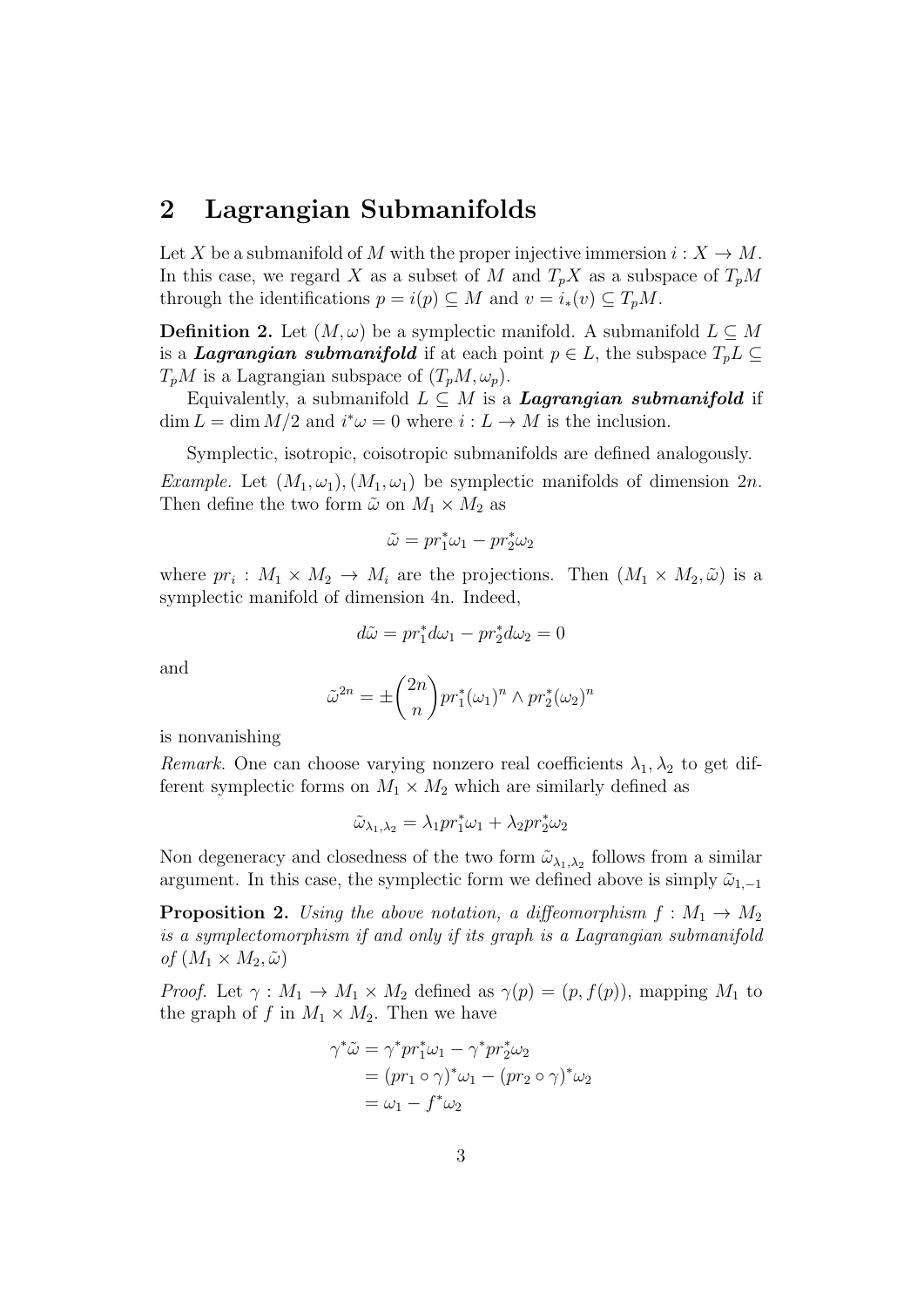## 2 Lagrangian Submanifolds

Let $X$ be a submanifold of $M$ with the proper injective immersion $i : X \to M$. In this case, we regard $X$ as a subset of $M$ and $T_pX$ as a subspace of $T_pM$ through the identifications $p = i(p) \subseteq M$ and $v = i_*(v) \subseteq T_pM$.

**Definition 2.** Let $(M, \omega)$ be a symplectic manifold. A submanifold $L \subseteq M$ is a ***Lagrangian submanifold*** if at each point $p \in L$, the subspace $T_pL \subseteq T_pM$ is a Lagrangian subspace of $(T_pM, \omega_p)$.

Equivalently, a submanifold $L \subseteq M$ is a ***Lagrangian submanifold*** if $\dim L = \dim M/2$ and $i^*\omega = 0$ where $i : L \to M$ is the inclusion.

Symplectic, isotropic, coisotropic submanifolds are defined analogously.

*Example.* Let $(M_1, \omega_1), (M_1, \omega_1)$ be symplectic manifolds of dimension $2n$. Then define the two form $\tilde{\omega}$ on $M_1 \times M_2$ as

$$\tilde{\omega} = pr_1^*\omega_1 - pr_2^*\omega_2$$

where $pr_i : M_1 \times M_2 \to M_i$ are the projections. Then $(M_1 \times M_2, \tilde{\omega})$ is a symplectic manifold of dimension 4n. Indeed,

$$d\tilde{\omega} = pr_1^*d\omega_1 - pr_2^*d\omega_2 = 0$$

and

$$\tilde{\omega}^{2n} = \pm\binom{2n}{n} pr_1^*(\omega_1)^n \wedge pr_2^*(\omega_2)^n$$

is nonvanishing

*Remark.* One can choose varying nonzero real coefficients $\lambda_1, \lambda_2$ to get different symplectic forms on $M_1 \times M_2$ which are similarly defined as

$$\tilde{\omega}_{\lambda_1,\lambda_2} = \lambda_1 pr_1^*\omega_1 + \lambda_2 pr_2^*\omega_2$$

Non degeneracy and closedness of the two form $\tilde{\omega}_{\lambda_1,\lambda_2}$ follows from a similar argument. In this case, the symplectic form we defined above is simply $\tilde{\omega}_{1,-1}$

**Proposition 2.** *Using the above notation, a diffeomorphism $f : M_1 \to M_2$ is a symplectomorphism if and only if its graph is a Lagrangian submanifold of $(M_1 \times M_2, \tilde{\omega})$*

*Proof.* Let $\gamma : M_1 \to M_1 \times M_2$ defined as $\gamma(p) = (p, f(p))$, mapping $M_1$ to the graph of $f$ in $M_1 \times M_2$. Then we have

$$\begin{aligned}
\gamma^*\tilde{\omega} &= \gamma^*pr_1^*\omega_1 - \gamma^*pr_2^*\omega_2 \\
&= (pr_1 \circ \gamma)^*\omega_1 - (pr_2 \circ \gamma)^*\omega_2 \\
&= \omega_1 - f^*\omega_2
\end{aligned}$$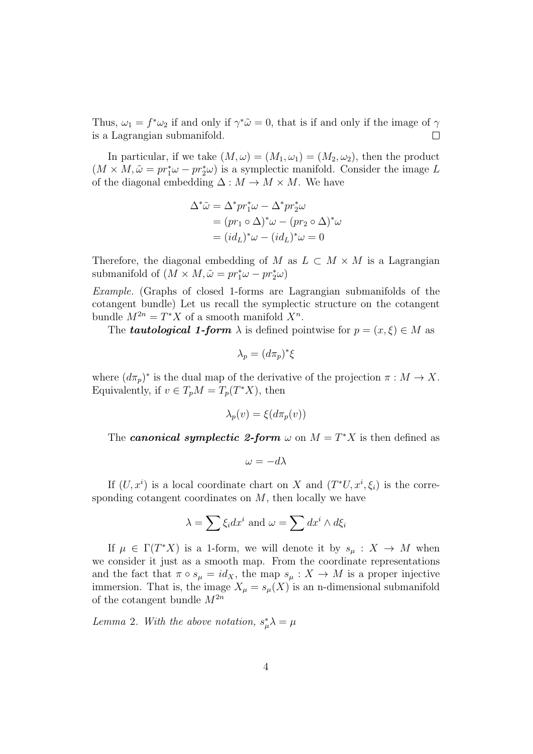Thus, $\omega_1 = f^*\omega_2$ if and only if $\gamma^*\tilde{\omega} = 0$, that is if and only if the image of $\gamma$ is a Lagrangian submanifold. $\square$

In particular, if we take $(M, \omega) = (M_1, \omega_1) = (M_2, \omega_2)$, then the product $(M \times M, \tilde{\omega} = pr_1^*\omega - pr_2^*\omega)$ is a symplectic manifold. Consider the image $L$ of the diagonal embedding $\Delta : M \to M \times M$. We have

$$
\begin{aligned}
\Delta^*\tilde{\omega} &= \Delta^* pr_1^*\omega - \Delta^* pr_2^*\omega \\
&= (pr_1 \circ \Delta)^*\omega - (pr_2 \circ \Delta)^*\omega \\
&= (id_L)^*\omega - (id_L)^*\omega = 0
\end{aligned}
$$

Therefore, the diagonal embedding of $M$ as $L \subset M \times M$ is a Lagrangian submanifold of $(M \times M, \tilde{\omega} = pr_1^*\omega - pr_2^*\omega)$

*Example.* (Graphs of closed 1-forms are Lagrangian submanifolds of the cotangent bundle) Let us recall the symplectic structure on the cotangent bundle $M^{2n} = T^*X$ of a smooth manifold $X^n$.

The ***tautological 1-form*** $\lambda$ is defined pointwise for $p = (x, \xi) \in M$ as

$$
\lambda_p = (d\pi_p)^*\xi
$$

where $(d\pi_p)^*$ is the dual map of the derivative of the projection $\pi : M \to X$. Equivalently, if $v \in T_pM = T_p(T^*X)$, then

$$
\lambda_p(v) = \xi(d\pi_p(v))
$$

The ***canonical symplectic 2-form*** $\omega$ on $M = T^*X$ is then defined as

$$
\omega = -d\lambda
$$

If $(U, x^i)$ is a local coordinate chart on $X$ and $(T^*U, x^i, \xi_i)$ is the corresponding cotangent coordinates on $M$, then locally we have

$$
\lambda = \sum \xi_i dx^i \text{ and } \omega = \sum dx^i \wedge d\xi_i
$$

If $\mu \in \Gamma(T^*X)$ is a 1-form, we will denote it by $s_\mu : X \to M$ when we consider it just as a smooth map. From the coordinate representations and the fact that $\pi \circ s_\mu = id_X$, the map $s_\mu : X \to M$ is a proper injective immersion. That is, the image $X_\mu = s_\mu(X)$ is an n-dimensional submanifold of the cotangent bundle $M^{2n}$

*Lemma* 2. *With the above notation,* $s_\mu^*\lambda = \mu$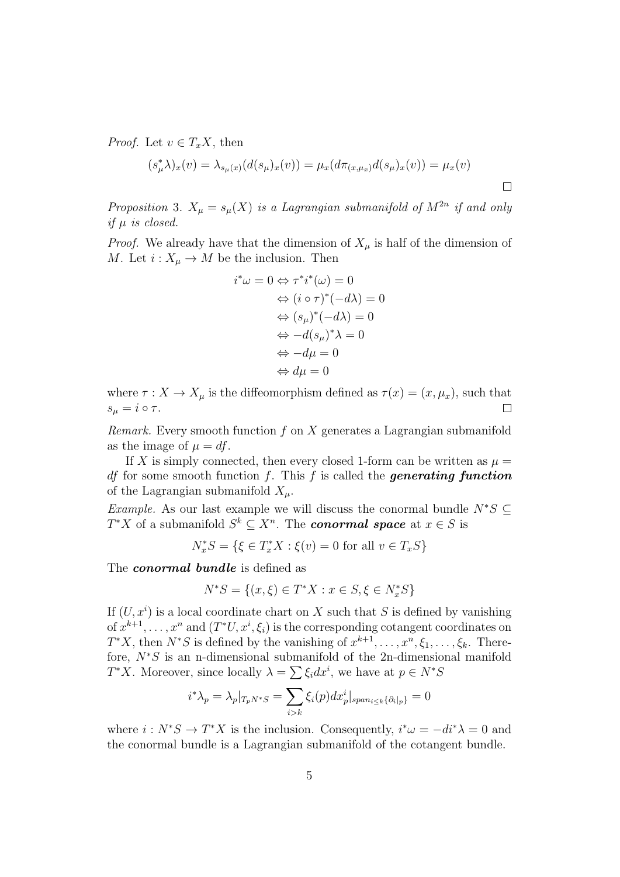*Proof.* Let $v \in T_xX$, then

$$(s_\mu^*\lambda)_x(v) = \lambda_{s_\mu(x)}(d(s_\mu)_x(v)) = \mu_x(d\pi_{(x,\mu_x)}d(s_\mu)_x(v)) = \mu_x(v)$$

$\square$

*Proposition* 3. *$X_\mu = s_\mu(X)$ is a Lagrangian submanifold of $M^{2n}$ if and only if $\mu$ is closed.*

*Proof.* We already have that the dimension of $X_\mu$ is half of the dimension of $M$. Let $i : X_\mu \to M$ be the inclusion. Then

$$\begin{aligned}
i^*\omega = 0 &\Leftrightarrow \tau^*i^*(\omega) = 0 \\
&\Leftrightarrow (i \circ \tau)^*(-d\lambda) = 0 \\
&\Leftrightarrow (s_\mu)^*(-d\lambda) = 0 \\
&\Leftrightarrow -d(s_\mu)^*\lambda = 0 \\
&\Leftrightarrow -d\mu = 0 \\
&\Leftrightarrow d\mu = 0
\end{aligned}$$

where $\tau : X \to X_\mu$ is the diffeomorphism defined as $\tau(x) = (x, \mu_x)$, such that $s_\mu = i \circ \tau$. $\square$

*Remark.* Every smooth function $f$ on $X$ generates a Lagrangian submanifold as the image of $\mu = df$.

If $X$ is simply connected, then every closed 1-form can be written as $\mu = df$ for some smooth function $f$. This $f$ is called the ***generating function*** of the Lagrangian submanifold $X_\mu$.

*Example.* As our last example we will discuss the conormal bundle $N^*S \subseteq T^*X$ of a submanifold $S^k \subseteq X^n$. The ***conormal space*** at $x \in S$ is

$$N_x^*S = \{\xi \in T_x^*X : \xi(v) = 0 \text{ for all } v \in T_xS\}$$

The ***conormal bundle*** is defined as

$$N^*S = \{(x, \xi) \in T^*X : x \in S, \xi \in N_x^*S\}$$

If $(U, x^i)$ is a local coordinate chart on $X$ such that $S$ is defined by vanishing of $x^{k+1}, \ldots, x^n$ and $(T^*U, x^i, \xi_i)$ is the corresponding cotangent coordinates on $T^*X$, then $N^*S$ is defined by the vanishing of $x^{k+1}, \ldots, x^n, \xi_1, \ldots, \xi_k$. Therefore, $N^*S$ is an n-dimensional submanifold of the 2n-dimensional manifold $T^*X$. Moreover, since locally $\lambda = \sum \xi_i dx^i$, we have at $p \in N^*S$

$$i^*\lambda_p = \lambda_p|_{T_pN^*S} = \sum_{i>k} \xi_i(p) dx_p^i|_{span_{i \leq k}\{\partial_i|_p\}} = 0$$

where $i : N^*S \to T^*X$ is the inclusion. Consequently, $i^*\omega = -di^*\lambda = 0$ and the conormal bundle is a Lagrangian submanifold of the cotangent bundle.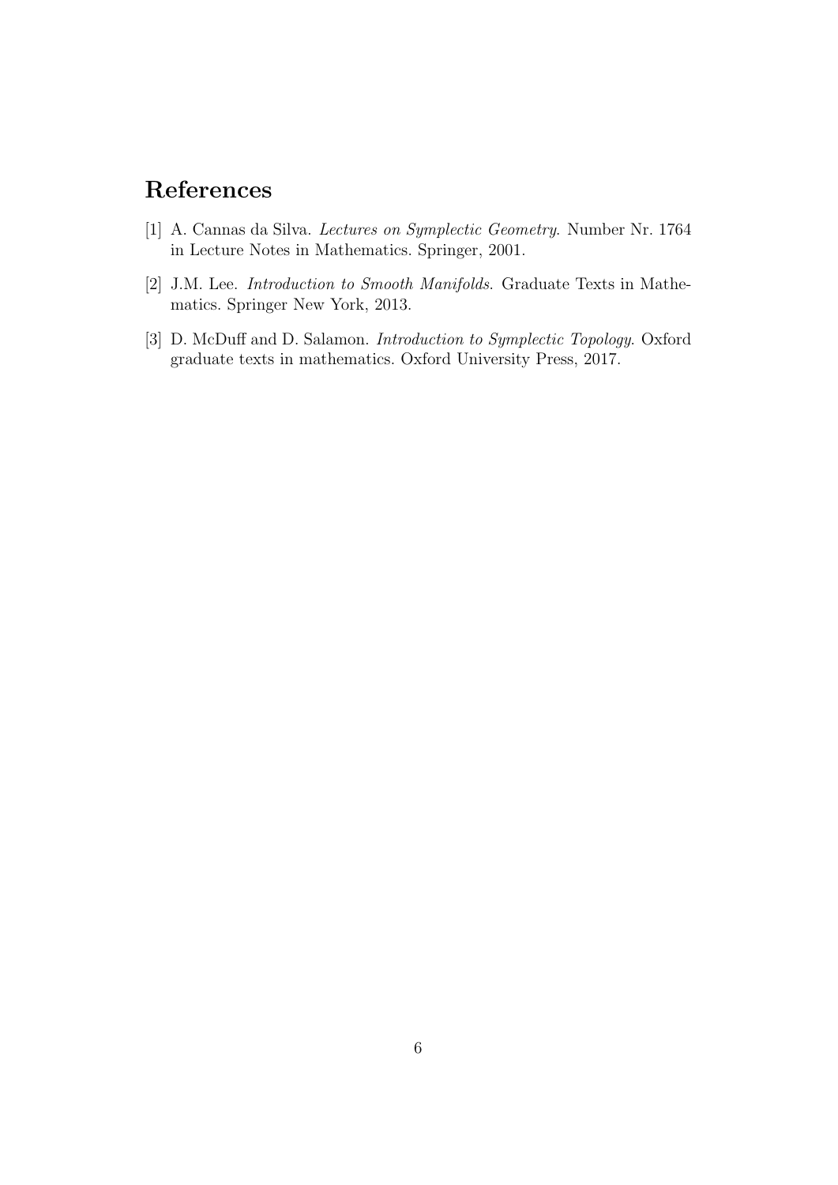## References

[1] A. Cannas da Silva. *Lectures on Symplectic Geometry*. Number Nr. 1764 in Lecture Notes in Mathematics. Springer, 2001.

[2] J.M. Lee. *Introduction to Smooth Manifolds*. Graduate Texts in Mathematics. Springer New York, 2013.

[3] D. McDuff and D. Salamon. *Introduction to Symplectic Topology*. Oxford graduate texts in mathematics. Oxford University Press, 2017.